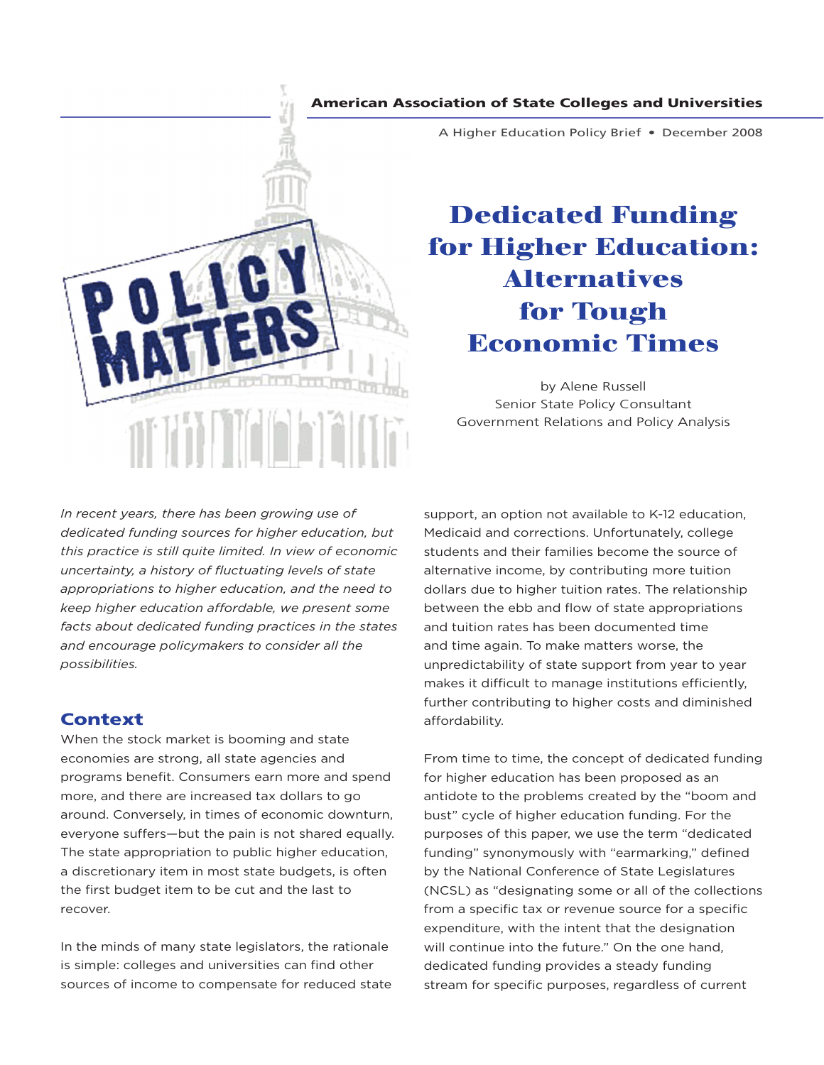**American Association of State Colleges and Universities**

A Higher Education Policy Brief • December 2008

POLICY MATTERS

# Dedicated Funding for Higher Education: Alternatives for Tough Economic Times

by Alene Russell
Senior State Policy Consultant
Government Relations and Policy Analysis

*In recent years, there has been growing use of dedicated funding sources for higher education, but this practice is still quite limited. In view of economic uncertainty, a history of fluctuating levels of state appropriations to higher education, and the need to keep higher education affordable, we present some facts about dedicated funding practices in the states and encourage policymakers to consider all the possibilities.*

## Context

When the stock market is booming and state economies are strong, all state agencies and programs benefit. Consumers earn more and spend more, and there are increased tax dollars to go around. Conversely, in times of economic downturn, everyone suffers—but the pain is not shared equally. The state appropriation to public higher education, a discretionary item in most state budgets, is often the first budget item to be cut and the last to recover.

In the minds of many state legislators, the rationale is simple: colleges and universities can find other sources of income to compensate for reduced state support, an option not available to K-12 education, Medicaid and corrections. Unfortunately, college students and their families become the source of alternative income, by contributing more tuition dollars due to higher tuition rates. The relationship between the ebb and flow of state appropriations and tuition rates has been documented time and time again. To make matters worse, the unpredictability of state support from year to year makes it difficult to manage institutions efficiently, further contributing to higher costs and diminished affordability.

From time to time, the concept of dedicated funding for higher education has been proposed as an antidote to the problems created by the "boom and bust" cycle of higher education funding. For the purposes of this paper, we use the term "dedicated funding" synonymously with "earmarking," defined by the National Conference of State Legislatures (NCSL) as "designating some or all of the collections from a specific tax or revenue source for a specific expenditure, with the intent that the designation will continue into the future." On the one hand, dedicated funding provides a steady funding stream for specific purposes, regardless of current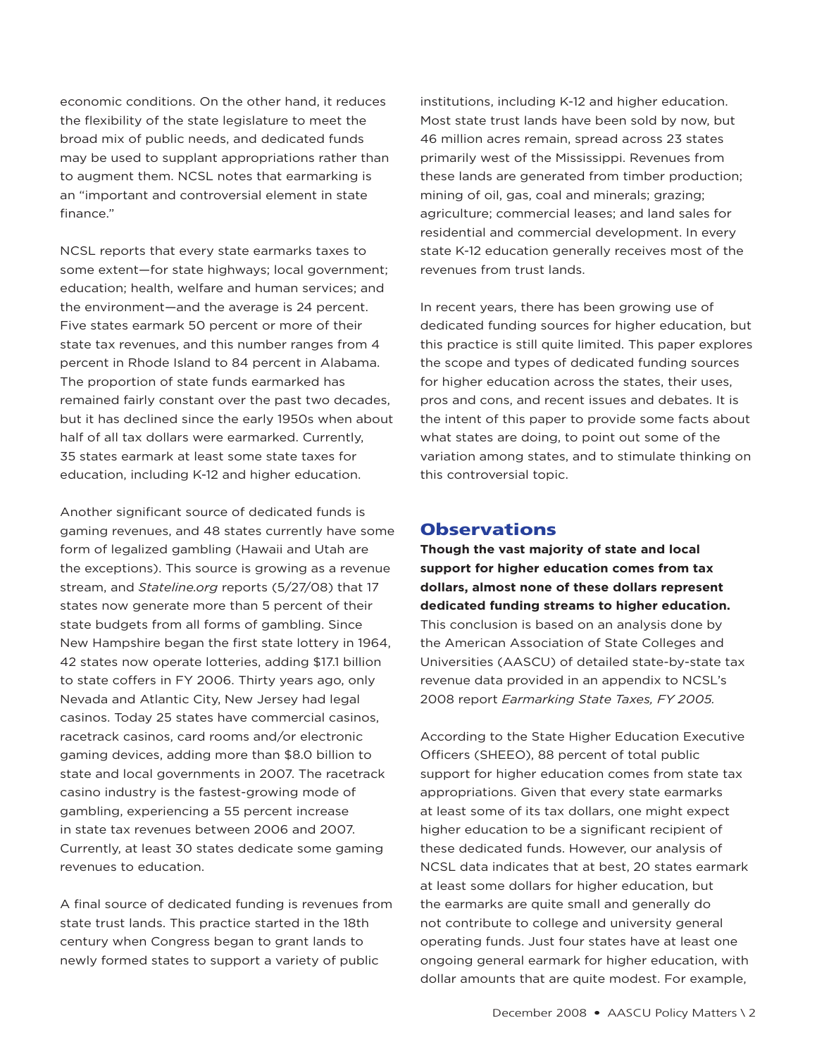economic conditions. On the other hand, it reduces the flexibility of the state legislature to meet the broad mix of public needs, and dedicated funds may be used to supplant appropriations rather than to augment them. NCSL notes that earmarking is an "important and controversial element in state finance."

NCSL reports that every state earmarks taxes to some extent—for state highways; local government; education; health, welfare and human services; and the environment—and the average is 24 percent. Five states earmark 50 percent or more of their state tax revenues, and this number ranges from 4 percent in Rhode Island to 84 percent in Alabama. The proportion of state funds earmarked has remained fairly constant over the past two decades, but it has declined since the early 1950s when about half of all tax dollars were earmarked. Currently, 35 states earmark at least some state taxes for education, including K-12 and higher education.

Another significant source of dedicated funds is gaming revenues, and 48 states currently have some form of legalized gambling (Hawaii and Utah are the exceptions). This source is growing as a revenue stream, and *Stateline.org* reports (5/27/08) that 17 states now generate more than 5 percent of their state budgets from all forms of gambling. Since New Hampshire began the first state lottery in 1964, 42 states now operate lotteries, adding $17.1 billion to state coffers in FY 2006. Thirty years ago, only Nevada and Atlantic City, New Jersey had legal casinos. Today 25 states have commercial casinos, racetrack casinos, card rooms and/or electronic gaming devices, adding more than $8.0 billion to state and local governments in 2007. The racetrack casino industry is the fastest-growing mode of gambling, experiencing a 55 percent increase in state tax revenues between 2006 and 2007. Currently, at least 30 states dedicate some gaming revenues to education.

A final source of dedicated funding is revenues from state trust lands. This practice started in the 18th century when Congress began to grant lands to newly formed states to support a variety of public institutions, including K-12 and higher education. Most state trust lands have been sold by now, but 46 million acres remain, spread across 23 states primarily west of the Mississippi. Revenues from these lands are generated from timber production; mining of oil, gas, coal and minerals; grazing; agriculture; commercial leases; and land sales for residential and commercial development. In every state K-12 education generally receives most of the revenues from trust lands.

In recent years, there has been growing use of dedicated funding sources for higher education, but this practice is still quite limited. This paper explores the scope and types of dedicated funding sources for higher education across the states, their uses, pros and cons, and recent issues and debates. It is the intent of this paper to provide some facts about what states are doing, to point out some of the variation among states, and to stimulate thinking on this controversial topic.

## Observations

**Though the vast majority of state and local support for higher education comes from tax dollars, almost none of these dollars represent dedicated funding streams to higher education.** This conclusion is based on an analysis done by the American Association of State Colleges and Universities (AASCU) of detailed state-by-state tax revenue data provided in an appendix to NCSL's 2008 report *Earmarking State Taxes, FY 2005.*

According to the State Higher Education Executive Officers (SHEEO), 88 percent of total public support for higher education comes from state tax appropriations. Given that every state earmarks at least some of its tax dollars, one might expect higher education to be a significant recipient of these dedicated funds. However, our analysis of NCSL data indicates that at best, 20 states earmark at least some dollars for higher education, but the earmarks are quite small and generally do not contribute to college and university general operating funds. Just four states have at least one ongoing general earmark for higher education, with dollar amounts that are quite modest. For example,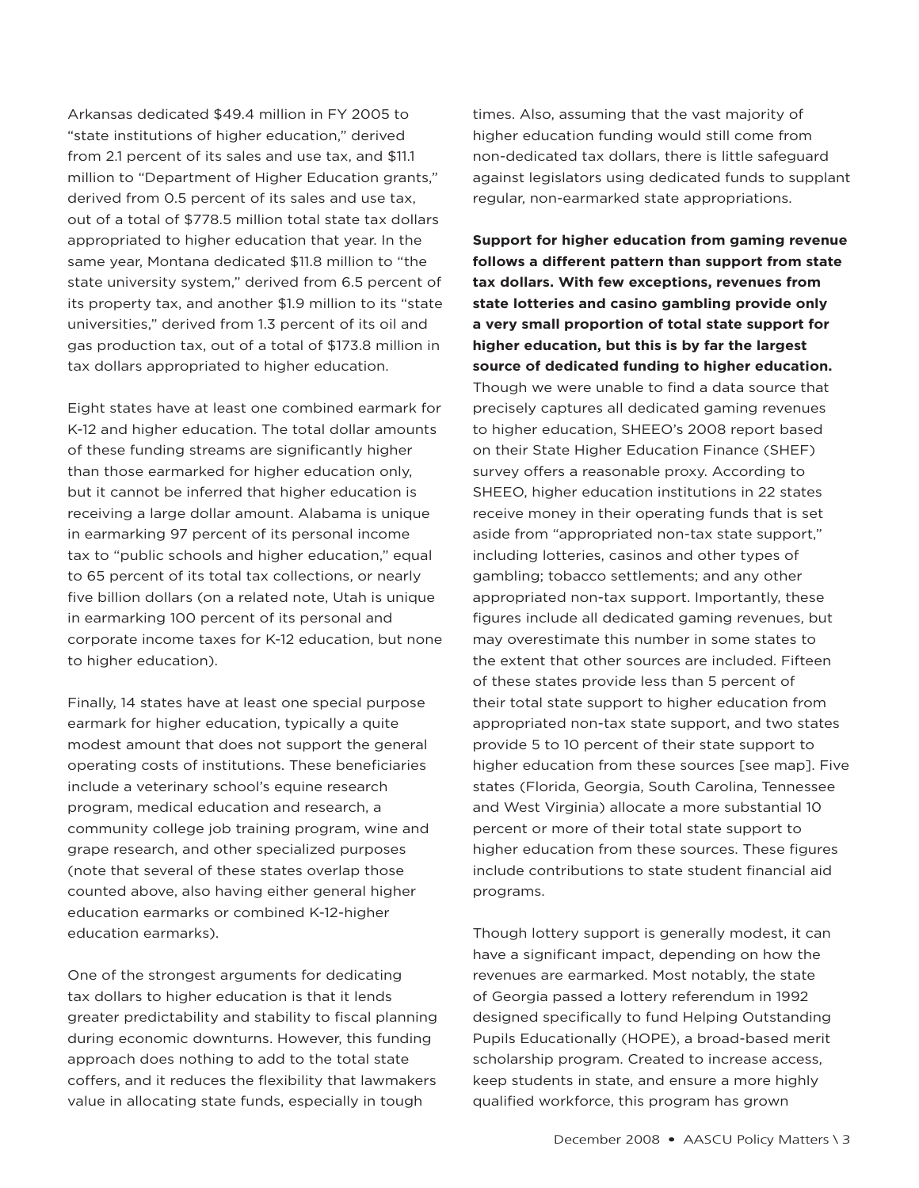Arkansas dedicated $49.4 million in FY 2005 to "state institutions of higher education," derived from 2.1 percent of its sales and use tax, and $11.1 million to "Department of Higher Education grants," derived from 0.5 percent of its sales and use tax, out of a total of $778.5 million total state tax dollars appropriated to higher education that year. In the same year, Montana dedicated $11.8 million to "the state university system," derived from 6.5 percent of its property tax, and another $1.9 million to its "state universities," derived from 1.3 percent of its oil and gas production tax, out of a total of $173.8 million in tax dollars appropriated to higher education.

Eight states have at least one combined earmark for K-12 and higher education. The total dollar amounts of these funding streams are significantly higher than those earmarked for higher education only, but it cannot be inferred that higher education is receiving a large dollar amount. Alabama is unique in earmarking 97 percent of its personal income tax to "public schools and higher education," equal to 65 percent of its total tax collections, or nearly five billion dollars (on a related note, Utah is unique in earmarking 100 percent of its personal and corporate income taxes for K-12 education, but none to higher education).

Finally, 14 states have at least one special purpose earmark for higher education, typically a quite modest amount that does not support the general operating costs of institutions. These beneficiaries include a veterinary school's equine research program, medical education and research, a community college job training program, wine and grape research, and other specialized purposes (note that several of these states overlap those counted above, also having either general higher education earmarks or combined K-12-higher education earmarks).

One of the strongest arguments for dedicating tax dollars to higher education is that it lends greater predictability and stability to fiscal planning during economic downturns. However, this funding approach does nothing to add to the total state coffers, and it reduces the flexibility that lawmakers value in allocating state funds, especially in tough times. Also, assuming that the vast majority of higher education funding would still come from non-dedicated tax dollars, there is little safeguard against legislators using dedicated funds to supplant regular, non-earmarked state appropriations.

**Support for higher education from gaming revenue follows a different pattern than support from state tax dollars. With few exceptions, revenues from state lotteries and casino gambling provide only a very small proportion of total state support for higher education, but this is by far the largest source of dedicated funding to higher education.** Though we were unable to find a data source that precisely captures all dedicated gaming revenues to higher education, SHEEO's 2008 report based on their State Higher Education Finance (SHEF) survey offers a reasonable proxy. According to SHEEO, higher education institutions in 22 states receive money in their operating funds that is set aside from "appropriated non-tax state support," including lotteries, casinos and other types of gambling; tobacco settlements; and any other appropriated non-tax support. Importantly, these figures include all dedicated gaming revenues, but may overestimate this number in some states to the extent that other sources are included. Fifteen of these states provide less than 5 percent of their total state support to higher education from appropriated non-tax state support, and two states provide 5 to 10 percent of their state support to higher education from these sources [see map]. Five states (Florida, Georgia, South Carolina, Tennessee and West Virginia) allocate a more substantial 10 percent or more of their total state support to higher education from these sources. These figures include contributions to state student financial aid programs.

Though lottery support is generally modest, it can have a significant impact, depending on how the revenues are earmarked. Most notably, the state of Georgia passed a lottery referendum in 1992 designed specifically to fund Helping Outstanding Pupils Educationally (HOPE), a broad-based merit scholarship program. Created to increase access, keep students in state, and ensure a more highly qualified workforce, this program has grown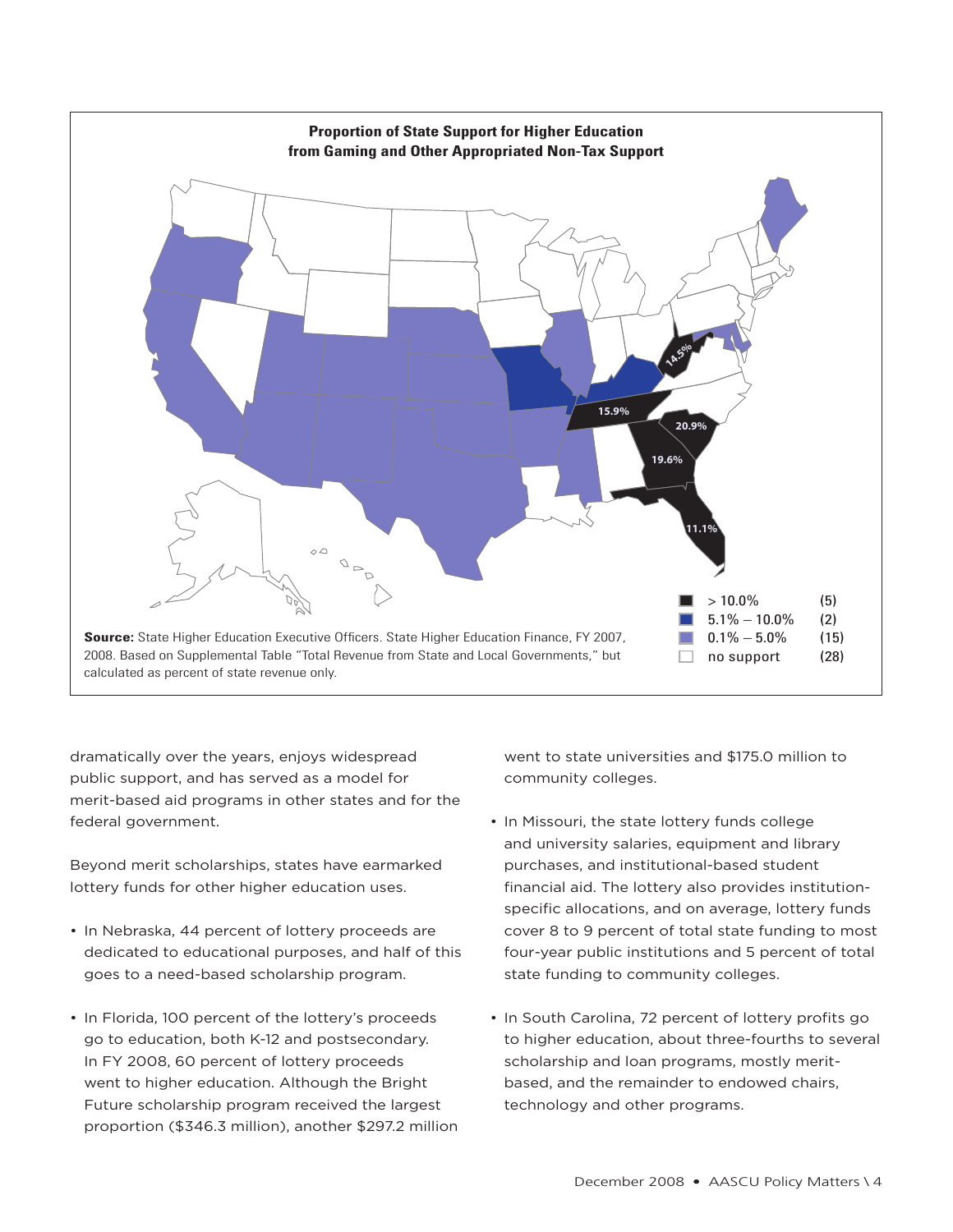**Proportion of State Support for Higher Education from Gaming and Other Appropriated Non-Tax Support**

| | | |
|---|---|---|
| > 10.0% | | (5) |
| 5.1% – 10.0% | | (2) |
| 0.1% – 5.0% | | (15) |
| no support | | (28) |

**Source:** State Higher Education Executive Officers. State Higher Education Finance, FY 2007, 2008. Based on Supplemental Table "Total Revenue from State and Local Governments," but calculated as percent of state revenue only.

dramatically over the years, enjoys widespread public support, and has served as a model for merit-based aid programs in other states and for the federal government.

Beyond merit scholarships, states have earmarked lottery funds for other higher education uses.

- In Nebraska, 44 percent of lottery proceeds are dedicated to educational purposes, and half of this goes to a need-based scholarship program.
- In Florida, 100 percent of the lottery's proceeds go to education, both K-12 and postsecondary. In FY 2008, 60 percent of lottery proceeds went to higher education. Although the Bright Future scholarship program received the largest proportion ($346.3 million), another $297.2 million went to state universities and $175.0 million to community colleges.
- In Missouri, the state lottery funds college and university salaries, equipment and library purchases, and institutional-based student financial aid. The lottery also provides institution-specific allocations, and on average, lottery funds cover 8 to 9 percent of total state funding to most four-year public institutions and 5 percent of total state funding to community colleges.
- In South Carolina, 72 percent of lottery profits go to higher education, about three-fourths to several scholarship and loan programs, mostly merit-based, and the remainder to endowed chairs, technology and other programs.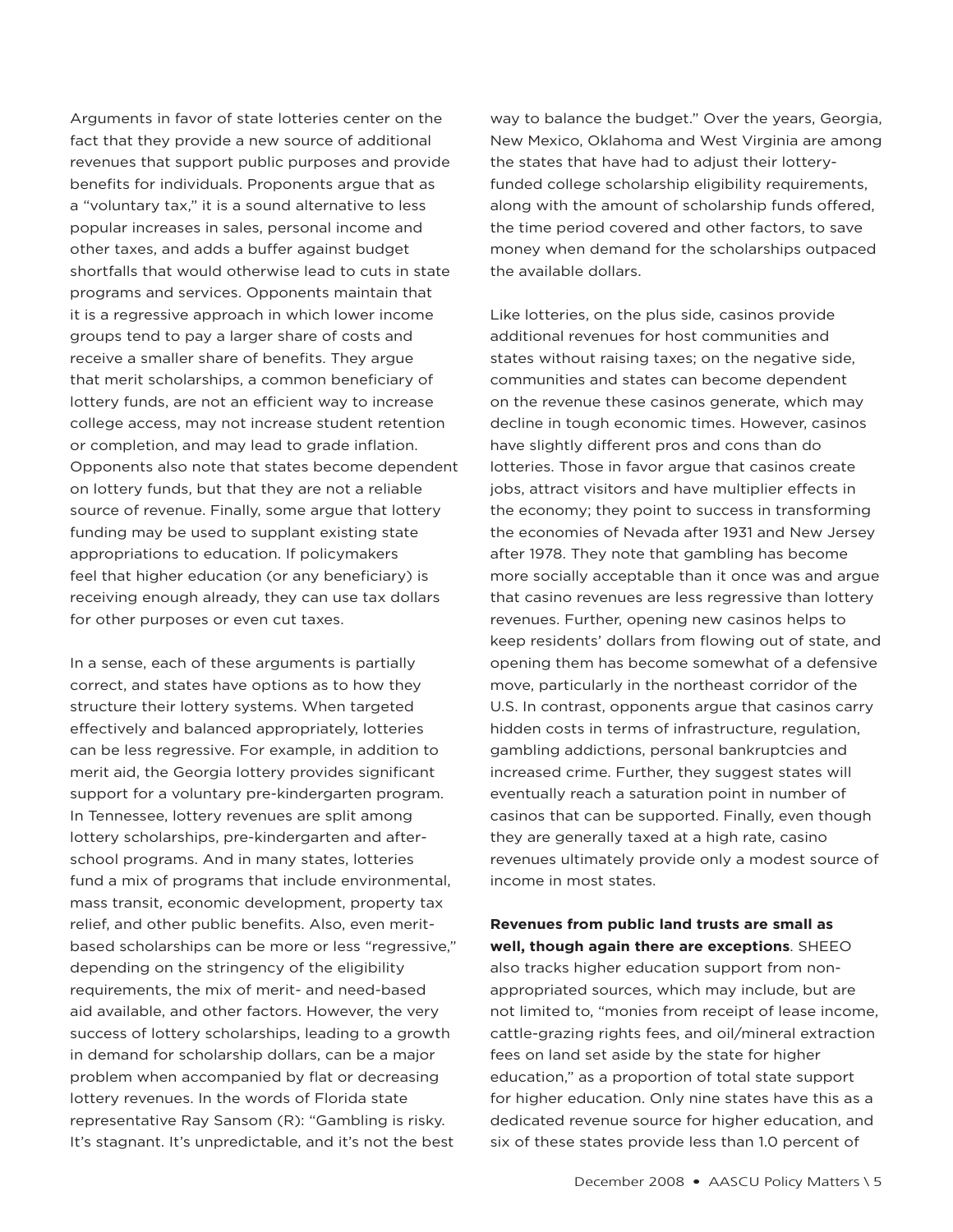Arguments in favor of state lotteries center on the fact that they provide a new source of additional revenues that support public purposes and provide benefits for individuals. Proponents argue that as a "voluntary tax," it is a sound alternative to less popular increases in sales, personal income and other taxes, and adds a buffer against budget shortfalls that would otherwise lead to cuts in state programs and services. Opponents maintain that it is a regressive approach in which lower income groups tend to pay a larger share of costs and receive a smaller share of benefits. They argue that merit scholarships, a common beneficiary of lottery funds, are not an efficient way to increase college access, may not increase student retention or completion, and may lead to grade inflation. Opponents also note that states become dependent on lottery funds, but that they are not a reliable source of revenue. Finally, some argue that lottery funding may be used to supplant existing state appropriations to education. If policymakers feel that higher education (or any beneficiary) is receiving enough already, they can use tax dollars for other purposes or even cut taxes.

In a sense, each of these arguments is partially correct, and states have options as to how they structure their lottery systems. When targeted effectively and balanced appropriately, lotteries can be less regressive. For example, in addition to merit aid, the Georgia lottery provides significant support for a voluntary pre-kindergarten program. In Tennessee, lottery revenues are split among lottery scholarships, pre-kindergarten and after-school programs. And in many states, lotteries fund a mix of programs that include environmental, mass transit, economic development, property tax relief, and other public benefits. Also, even merit-based scholarships can be more or less "regressive," depending on the stringency of the eligibility requirements, the mix of merit- and need-based aid available, and other factors. However, the very success of lottery scholarships, leading to a growth in demand for scholarship dollars, can be a major problem when accompanied by flat or decreasing lottery revenues. In the words of Florida state representative Ray Sansom (R): "Gambling is risky. It's stagnant. It's unpredictable, and it's not the best way to balance the budget." Over the years, Georgia, New Mexico, Oklahoma and West Virginia are among the states that have had to adjust their lottery-funded college scholarship eligibility requirements, along with the amount of scholarship funds offered, the time period covered and other factors, to save money when demand for the scholarships outpaced the available dollars.

Like lotteries, on the plus side, casinos provide additional revenues for host communities and states without raising taxes; on the negative side, communities and states can become dependent on the revenue these casinos generate, which may decline in tough economic times. However, casinos have slightly different pros and cons than do lotteries. Those in favor argue that casinos create jobs, attract visitors and have multiplier effects in the economy; they point to success in transforming the economies of Nevada after 1931 and New Jersey after 1978. They note that gambling has become more socially acceptable than it once was and argue that casino revenues are less regressive than lottery revenues. Further, opening new casinos helps to keep residents' dollars from flowing out of state, and opening them has become somewhat of a defensive move, particularly in the northeast corridor of the U.S. In contrast, opponents argue that casinos carry hidden costs in terms of infrastructure, regulation, gambling addictions, personal bankruptcies and increased crime. Further, they suggest states will eventually reach a saturation point in number of casinos that can be supported. Finally, even though they are generally taxed at a high rate, casino revenues ultimately provide only a modest source of income in most states.

**Revenues from public land trusts are small as well, though again there are exceptions**. SHEEO also tracks higher education support from non-appropriated sources, which may include, but are not limited to, "monies from receipt of lease income, cattle-grazing rights fees, and oil/mineral extraction fees on land set aside by the state for higher education," as a proportion of total state support for higher education. Only nine states have this as a dedicated revenue source for higher education, and six of these states provide less than 1.0 percent of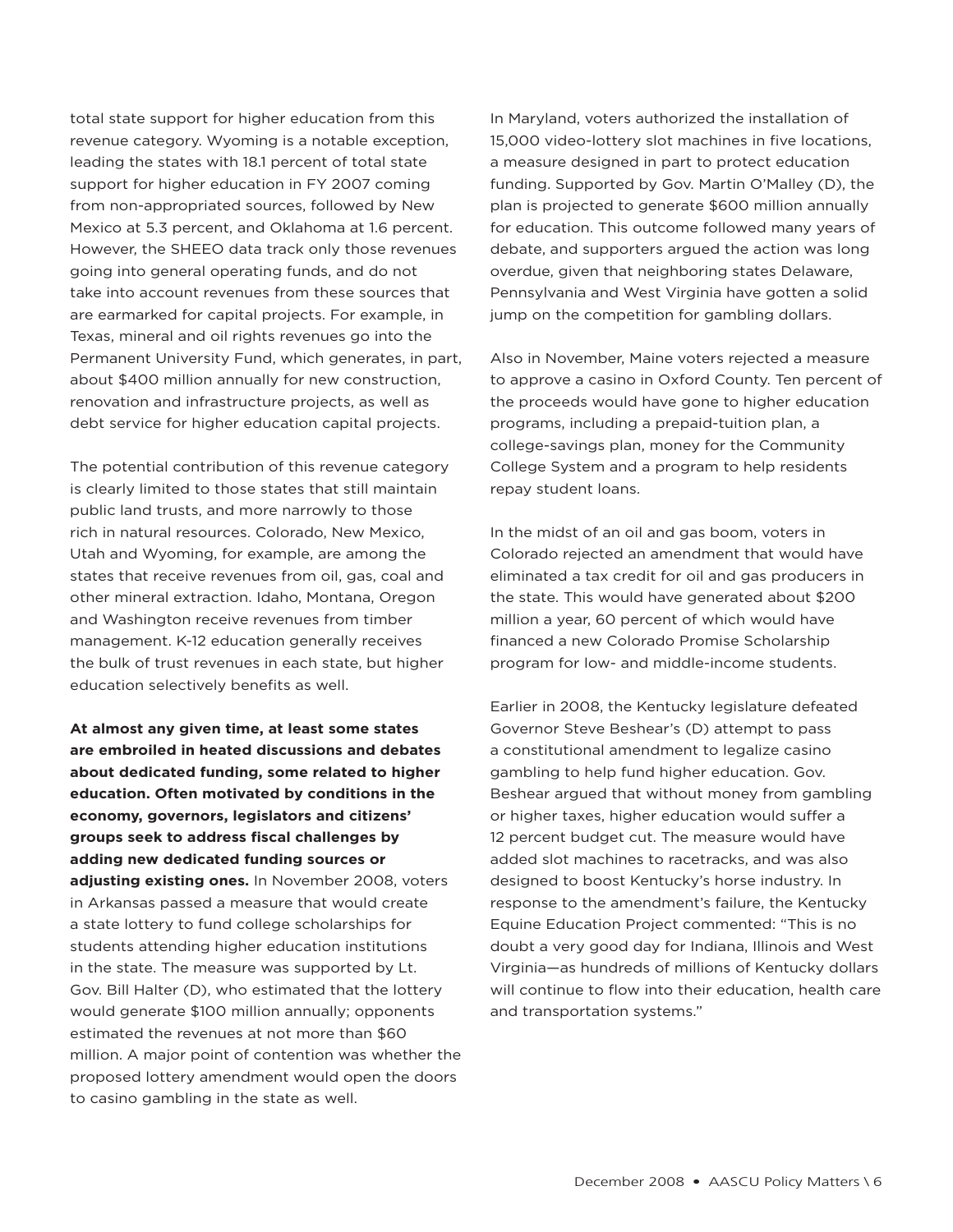total state support for higher education from this revenue category. Wyoming is a notable exception, leading the states with 18.1 percent of total state support for higher education in FY 2007 coming from non-appropriated sources, followed by New Mexico at 5.3 percent, and Oklahoma at 1.6 percent. However, the SHEEO data track only those revenues going into general operating funds, and do not take into account revenues from these sources that are earmarked for capital projects. For example, in Texas, mineral and oil rights revenues go into the Permanent University Fund, which generates, in part, about $400 million annually for new construction, renovation and infrastructure projects, as well as debt service for higher education capital projects.

The potential contribution of this revenue category is clearly limited to those states that still maintain public land trusts, and more narrowly to those rich in natural resources. Colorado, New Mexico, Utah and Wyoming, for example, are among the states that receive revenues from oil, gas, coal and other mineral extraction. Idaho, Montana, Oregon and Washington receive revenues from timber management. K-12 education generally receives the bulk of trust revenues in each state, but higher education selectively benefits as well.

**At almost any given time, at least some states are embroiled in heated discussions and debates about dedicated funding, some related to higher education. Often motivated by conditions in the economy, governors, legislators and citizens' groups seek to address fiscal challenges by adding new dedicated funding sources or adjusting existing ones.** In November 2008, voters in Arkansas passed a measure that would create a state lottery to fund college scholarships for students attending higher education institutions in the state. The measure was supported by Lt. Gov. Bill Halter (D), who estimated that the lottery would generate $100 million annually; opponents estimated the revenues at not more than $60 million. A major point of contention was whether the proposed lottery amendment would open the doors to casino gambling in the state as well.

In Maryland, voters authorized the installation of 15,000 video-lottery slot machines in five locations, a measure designed in part to protect education funding. Supported by Gov. Martin O'Malley (D), the plan is projected to generate $600 million annually for education. This outcome followed many years of debate, and supporters argued the action was long overdue, given that neighboring states Delaware, Pennsylvania and West Virginia have gotten a solid jump on the competition for gambling dollars.

Also in November, Maine voters rejected a measure to approve a casino in Oxford County. Ten percent of the proceeds would have gone to higher education programs, including a prepaid-tuition plan, a college-savings plan, money for the Community College System and a program to help residents repay student loans.

In the midst of an oil and gas boom, voters in Colorado rejected an amendment that would have eliminated a tax credit for oil and gas producers in the state. This would have generated about $200 million a year, 60 percent of which would have financed a new Colorado Promise Scholarship program for low- and middle-income students.

Earlier in 2008, the Kentucky legislature defeated Governor Steve Beshear's (D) attempt to pass a constitutional amendment to legalize casino gambling to help fund higher education. Gov. Beshear argued that without money from gambling or higher taxes, higher education would suffer a 12 percent budget cut. The measure would have added slot machines to racetracks, and was also designed to boost Kentucky's horse industry. In response to the amendment's failure, the Kentucky Equine Education Project commented: "This is no doubt a very good day for Indiana, Illinois and West Virginia—as hundreds of millions of Kentucky dollars will continue to flow into their education, health care and transportation systems."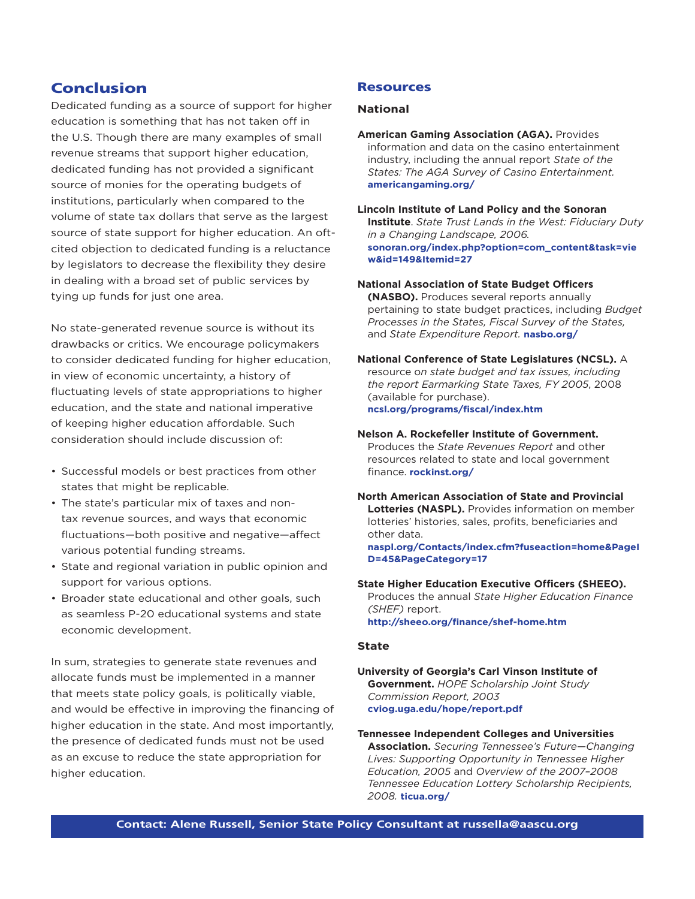## Conclusion

Dedicated funding as a source of support for higher education is something that has not taken off in the U.S. Though there are many examples of small revenue streams that support higher education, dedicated funding has not provided a significant source of monies for the operating budgets of institutions, particularly when compared to the volume of state tax dollars that serve as the largest source of state support for higher education. An oft-cited objection to dedicated funding is a reluctance by legislators to decrease the flexibility they desire in dealing with a broad set of public services by tying up funds for just one area.

No state-generated revenue source is without its drawbacks or critics. We encourage policymakers to consider dedicated funding for higher education, in view of economic uncertainty, a history of fluctuating levels of state appropriations to higher education, and the state and national imperative of keeping higher education affordable. Such consideration should include discussion of:

- Successful models or best practices from other states that might be replicable.
- The state's particular mix of taxes and non-tax revenue sources, and ways that economic fluctuations—both positive and negative—affect various potential funding streams.
- State and regional variation in public opinion and support for various options.
- Broader state educational and other goals, such as seamless P-20 educational systems and state economic development.

In sum, strategies to generate state revenues and allocate funds must be implemented in a manner that meets state policy goals, is politically viable, and would be effective in improving the financing of higher education in the state. And most importantly, the presence of dedicated funds must not be used as an excuse to reduce the state appropriation for higher education.

## Resources

### National

**American Gaming Association (AGA).** Provides information and data on the casino entertainment industry, including the annual report *State of the States: The AGA Survey of Casino Entertainment.* **americangaming.org/**

**Lincoln Institute of Land Policy and the Sonoran Institute**. *State Trust Lands in the West: Fiduciary Duty in a Changing Landscape, 2006.* **sonoran.org/index.php?option=com_content&task=view&id=149&Itemid=27**

**National Association of State Budget Officers (NASBO).** Produces several reports annually pertaining to state budget practices, including *Budget Processes in the States, Fiscal Survey of the States,* and *State Expenditure Report.* **nasbo.org/**

**National Conference of State Legislatures (NCSL).** A resource on *state budget and tax issues, including the report Earmarking State Taxes, FY 2005*, 2008 (available for purchase). **ncsl.org/programs/fiscal/index.htm**

**Nelson A. Rockefeller Institute of Government.** Produces the *State Revenues Report* and other resources related to state and local government finance. **rockinst.org/**

**North American Association of State and Provincial Lotteries (NASPL).** Provides information on member lotteries' histories, sales, profits, beneficiaries and other data. **naspl.org/Contacts/index.cfm?fuseaction=home&PageID=45&PageCategory=17**

**State Higher Education Executive Officers (SHEEO).** Produces the annual *State Higher Education Finance (SHEF)* report. **http://sheeo.org/finance/shef-home.htm**

### State

**University of Georgia's Carl Vinson Institute of Government.** *HOPE Scholarship Joint Study Commission Report, 2003* **cviog.uga.edu/hope/report.pdf**

**Tennessee Independent Colleges and Universities Association.** *Securing Tennessee's Future—Changing Lives: Supporting Opportunity in Tennessee Higher Education, 2005* and *Overview of the 2007–2008 Tennessee Education Lottery Scholarship Recipients, 2008.* **ticua.org/**

**Contact: Alene Russell, Senior State Policy Consultant at russella@aascu.org**